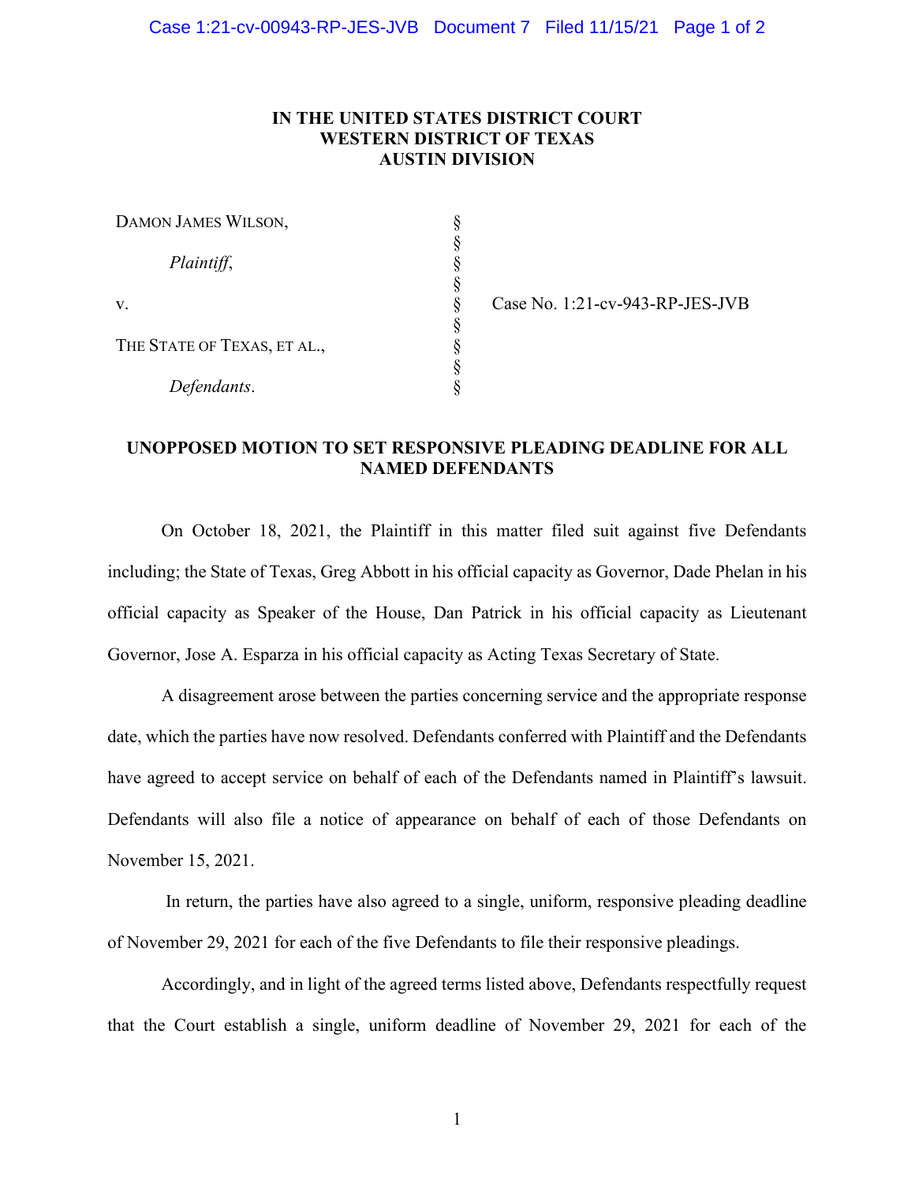**IN THE UNITED STATES DISTRICT COURT**
**WESTERN DISTRICT OF TEXAS**
**AUSTIN DIVISION**

| | | |
|---|---|---|
| DAMON JAMES WILSON, | § | |
| | § | |
| *Plaintiff*, | § | |
| | § | |
| v. | § | Case No. 1:21-cv-943-RP-JES-JVB |
| | § | |
| THE STATE OF TEXAS, ET AL., | § | |
| | § | |
| *Defendants*. | § | |

## UNOPPOSED MOTION TO SET RESPONSIVE PLEADING DEADLINE FOR ALL NAMED DEFENDANTS

On October 18, 2021, the Plaintiff in this matter filed suit against five Defendants including; the State of Texas, Greg Abbott in his official capacity as Governor, Dade Phelan in his official capacity as Speaker of the House, Dan Patrick in his official capacity as Lieutenant Governor, Jose A. Esparza in his official capacity as Acting Texas Secretary of State.

A disagreement arose between the parties concerning service and the appropriate response date, which the parties have now resolved. Defendants conferred with Plaintiff and the Defendants have agreed to accept service on behalf of each of the Defendants named in Plaintiff's lawsuit. Defendants will also file a notice of appearance on behalf of each of those Defendants on November 15, 2021.

In return, the parties have also agreed to a single, uniform, responsive pleading deadline of November 29, 2021 for each of the five Defendants to file their responsive pleadings.

Accordingly, and in light of the agreed terms listed above, Defendants respectfully request that the Court establish a single, uniform deadline of November 29, 2021 for each of the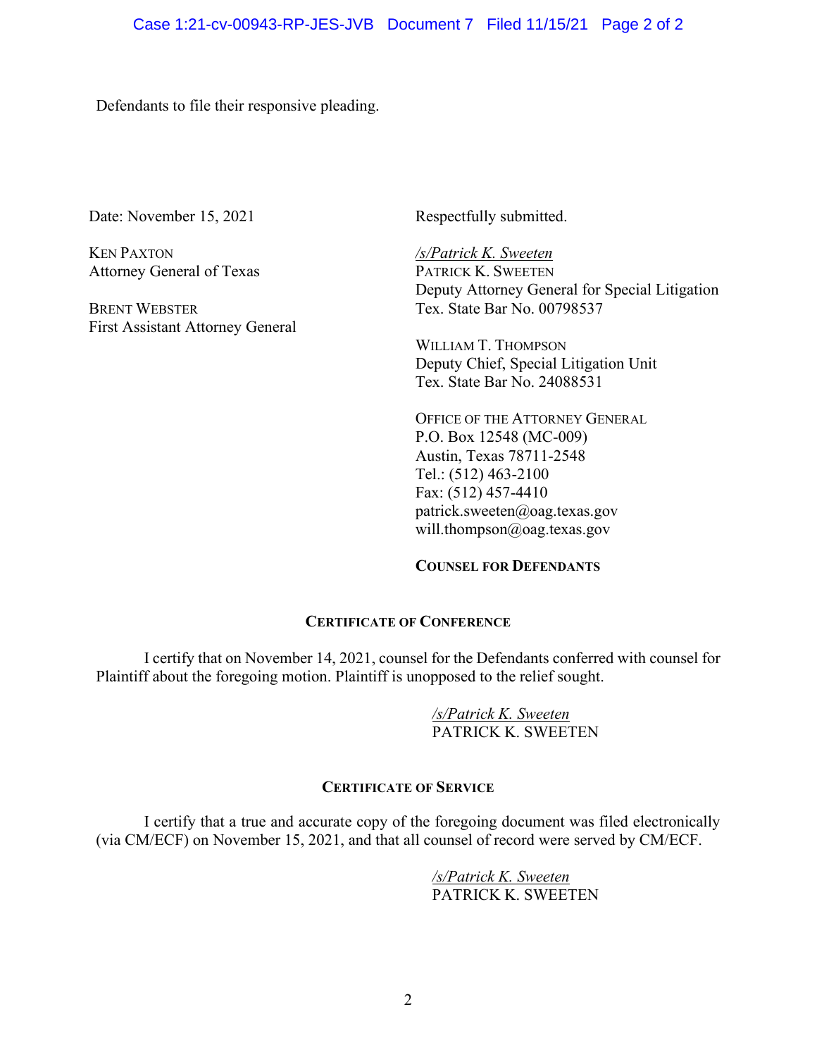Defendants to file their responsive pleading.

Date: November 15, 2021

KEN PAXTON
Attorney General of Texas

BRENT WEBSTER
First Assistant Attorney General

Respectfully submitted.

*/s/Patrick K. Sweeten*
PATRICK K. SWEETEN
Deputy Attorney General for Special Litigation
Tex. State Bar No. 00798537

WILLIAM T. THOMPSON
Deputy Chief, Special Litigation Unit
Tex. State Bar No. 24088531

OFFICE OF THE ATTORNEY GENERAL
P.O. Box 12548 (MC-009)
Austin, Texas 78711-2548
Tel.: (512) 463-2100
Fax: (512) 457-4410
patrick.sweeten@oag.texas.gov
will.thompson@oag.texas.gov

**COUNSEL FOR DEFENDANTS**

## CERTIFICATE OF CONFERENCE

I certify that on November 14, 2021, counsel for the Defendants conferred with counsel for Plaintiff about the foregoing motion. Plaintiff is unopposed to the relief sought.

*/s/Patrick K. Sweeten*
PATRICK K. SWEETEN

## CERTIFICATE OF SERVICE

I certify that a true and accurate copy of the foregoing document was filed electronically (via CM/ECF) on November 15, 2021, and that all counsel of record were served by CM/ECF.

*/s/Patrick K. Sweeten*
PATRICK K. SWEETEN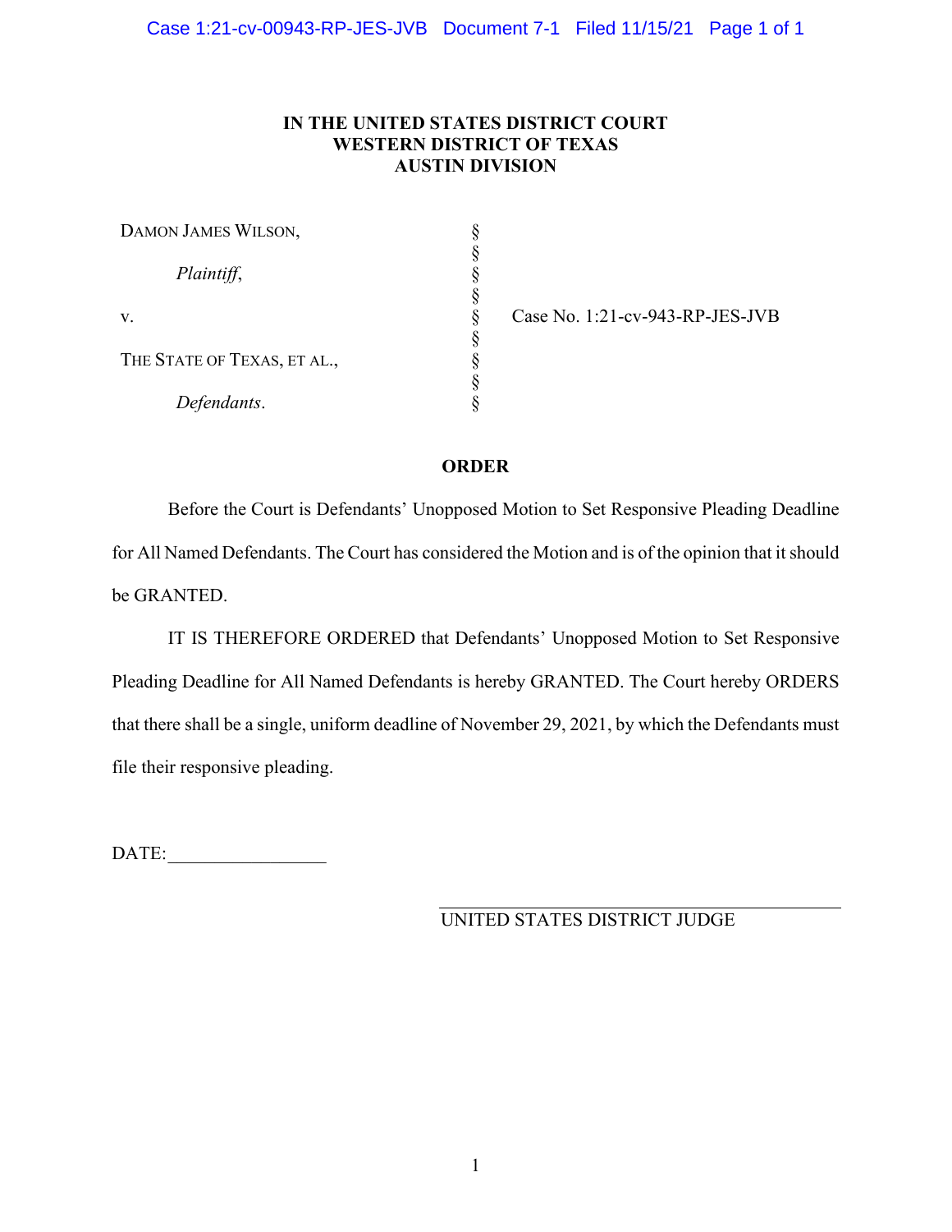**IN THE UNITED STATES DISTRICT COURT**
**WESTERN DISTRICT OF TEXAS**
**AUSTIN DIVISION**

| | | |
|---|---|---|
| DAMON JAMES WILSON, | § | |
| | § | |
| *Plaintiff*, | § | |
| | § | |
| v. | § | Case No. 1:21-cv-943-RP-JES-JVB |
| | § | |
| THE STATE OF TEXAS, ET AL., | § | |
| | § | |
| *Defendants*. | § | |

**ORDER**

Before the Court is Defendants' Unopposed Motion to Set Responsive Pleading Deadline for All Named Defendants. The Court has considered the Motion and is of the opinion that it should be GRANTED.

IT IS THEREFORE ORDERED that Defendants' Unopposed Motion to Set Responsive Pleading Deadline for All Named Defendants is hereby GRANTED. The Court hereby ORDERS that there shall be a single, uniform deadline of November 29, 2021, by which the Defendants must file their responsive pleading.

DATE:_________________

_________________________________
UNITED STATES DISTRICT JUDGE